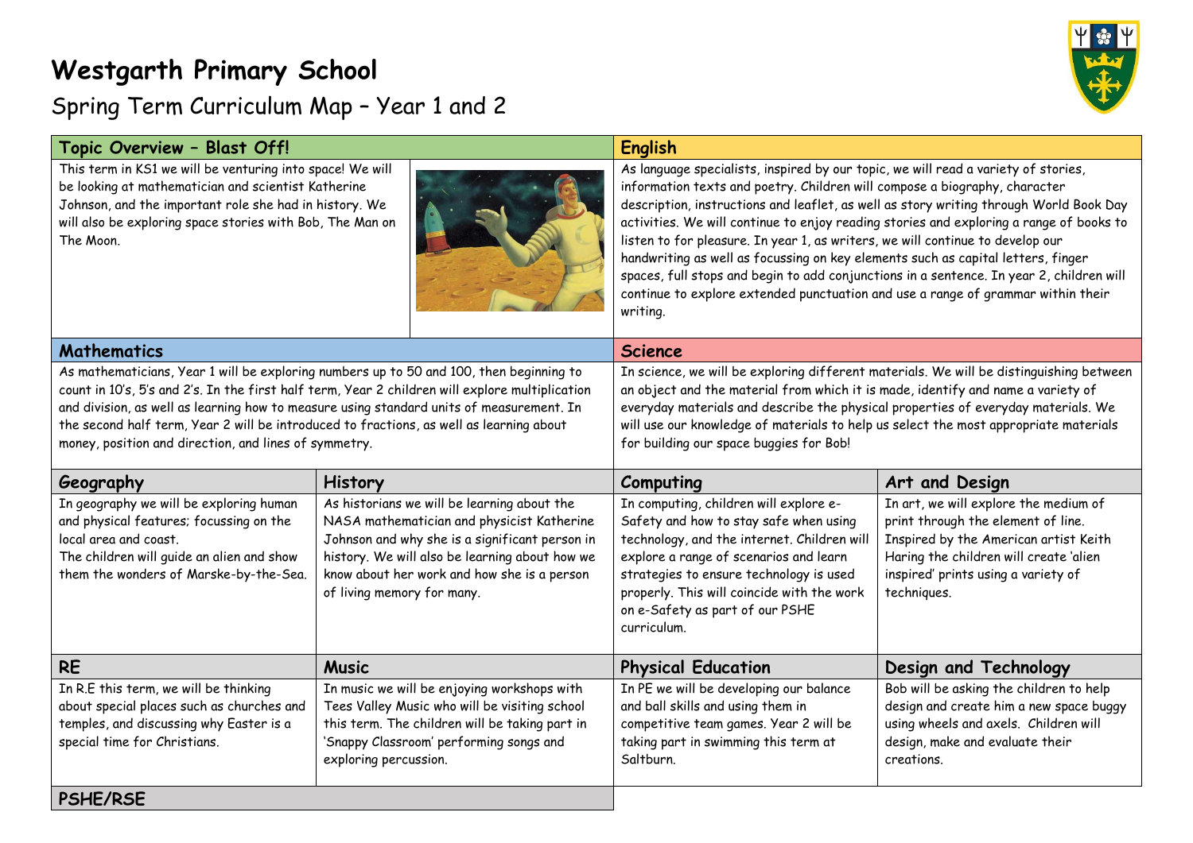# Westgarth Primary School

## Spring Term Curriculum Map – Year 1 and 2

### Topic Overview – Blast Off!

This term in KS1 we will be venturing into space! We will be looking at mathematician and scientist Katherine Johnson, and the important role she had in history. We will also be exploring space stories with Bob, The Man on The Moon.

### English

As language specialists, inspired by our topic, we will read a variety of stories, information texts and poetry. Children will compose a biography, character description, instructions and leaflet, as well as story writing through World Book Day activities. We will continue to enjoy reading stories and exploring a range of books to listen to for pleasure. In year 1, as writers, we will continue to develop our handwriting as well as focussing on key elements such as capital letters, finger spaces, full stops and begin to add conjunctions in a sentence. In year 2, children will continue to explore extended punctuation and use a range of grammar within their writing.

### Mathematics

As mathematicians, Year 1 will be exploring numbers up to 50 and 100, then beginning to count in 10's, 5's and 2's. In the first half term, Year 2 children will explore multiplication and division, as well as learning how to measure using standard units of measurement. In the second half term, Year 2 will be introduced to fractions, as well as learning about money, position and direction, and lines of symmetry.

### Science

In science, we will be exploring different materials. We will be distinguishing between an object and the material from which it is made, identify and name a variety of everyday materials and describe the physical properties of everyday materials. We will use our knowledge of materials to help us select the most appropriate materials for building our space buggies for Bob!

### Geography

In geography we will be exploring human and physical features; focussing on the local area and coast.
The children will guide an alien and show them the wonders of Marske-by-the-Sea.

### History

As historians we will be learning about the NASA mathematician and physicist Katherine Johnson and why she is a significant person in history. We will also be learning about how we know about her work and how she is a person of living memory for many.

### Computing

In computing, children will explore e-Safety and how to stay safe when using technology, and the internet. Children will explore a range of scenarios and learn strategies to ensure technology is used properly. This will coincide with the work on e-Safety as part of our PSHE curriculum.

### Art and Design

In art, we will explore the medium of print through the element of line. Inspired by the American artist Keith Haring the children will create 'alien inspired' prints using a variety of techniques.

### RE

In R.E this term, we will be thinking about special places such as churches and temples, and discussing why Easter is a special time for Christians.

### Music

In music we will be enjoying workshops with Tees Valley Music who will be visiting school this term. The children will be taking part in 'Snappy Classroom' performing songs and exploring percussion.

### Physical Education

In PE we will be developing our balance and ball skills and using them in competitive team games. Year 2 will be taking part in swimming this term at Saltburn.

### Design and Technology

Bob will be asking the children to help design and create him a new space buggy using wheels and axels. Children will design, make and evaluate their creations.

### PSHE/RSE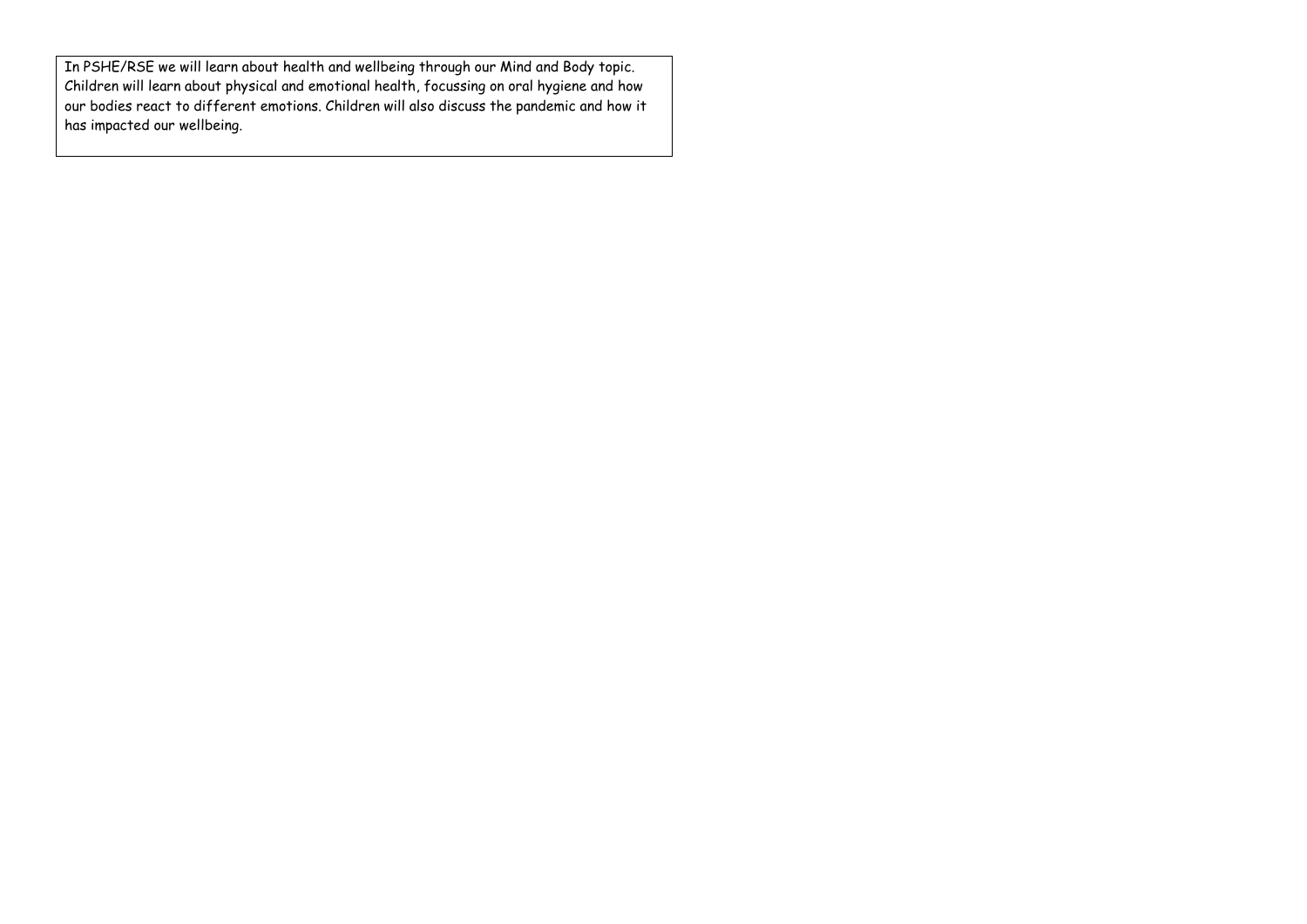In PSHE/RSE we will learn about health and wellbeing through our Mind and Body topic. Children will learn about physical and emotional health, focussing on oral hygiene and how our bodies react to different emotions. Children will also discuss the pandemic and how it has impacted our wellbeing.